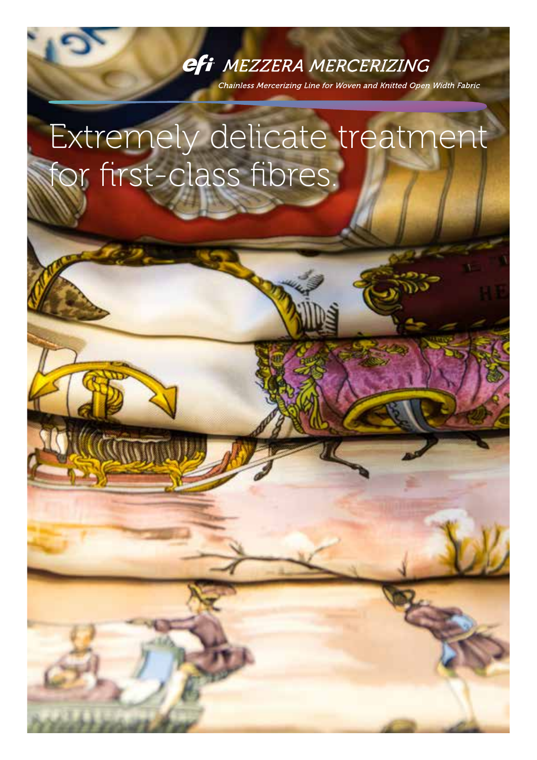efi MEZZERA MERCERIZING

*Chainless Mercerizing Line for Woven and Knitted Open Width Fabric*

# Extremely delicate treatment for first-class fibres.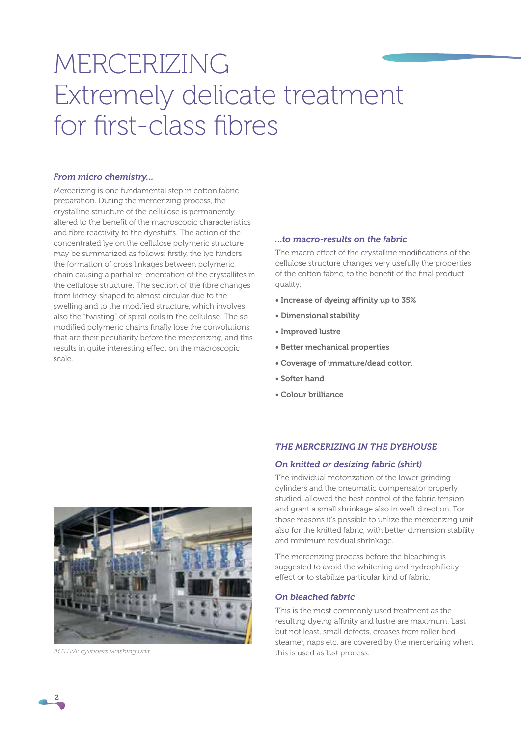# MERCERIZING
# Extremely delicate treatment for first-class fibres

### *From micro chemistry...*

Mercerizing is one fundamental step in cotton fabric preparation. During the mercerizing process, the crystalline structure of the cellulose is permanently altered to the benefit of the macroscopic characteristics and fibre reactivity to the dyestuffs. The action of the concentrated lye on the cellulose polymeric structure may be summarized as follows: firstly, the lye hinders the formation of cross linkages between polymeric chain causing a partial re-orientation of the crystallites in the cellulose structure. The section of the fibre changes from kidney-shaped to almost circular due to the swelling and to the modified structure, which involves also the "twisting" of spiral coils in the cellulose. The so modified polymeric chains finally lose the convolutions that are their peculiarity before the mercerizing, and this results in quite interesting effect on the macroscopic scale.

### *...to macro-results on the fabric*

The macro effect of the crystalline modifications of the cellulose structure changes very usefully the properties of the cotton fabric, to the benefit of the final product quality:

- **Increase of dyeing affinity up to 35%**
- **Dimensional stability**
- **Improved lustre**
- **Better mechanical properties**
- **Coverage of immature/dead cotton**
- **Softer hand**
- **Colour brilliance**

ACTIVA: cylinders washing unit

## *THE MERCERIZING IN THE DYEHOUSE*

### *On knitted or desizing fabric (shirt)*

The individual motorization of the lower grinding cylinders and the pneumatic compensator properly studied, allowed the best control of the fabric tension and grant a small shrinkage also in weft direction. For those reasons it's possible to utilize the mercerizing unit also for the knitted fabric, with better dimension stability and minimum residual shrinkage.

The mercerizing process before the bleaching is suggested to avoid the whitening and hydrophilicity effect or to stabilize particular kind of fabric.

### *On bleached fabric*

This is the most commonly used treatment as the resulting dyeing affinity and lustre are maximum. Last but not least, small defects, creases from roller-bed steamer, naps etc. are covered by the mercerizing when this is used as last process.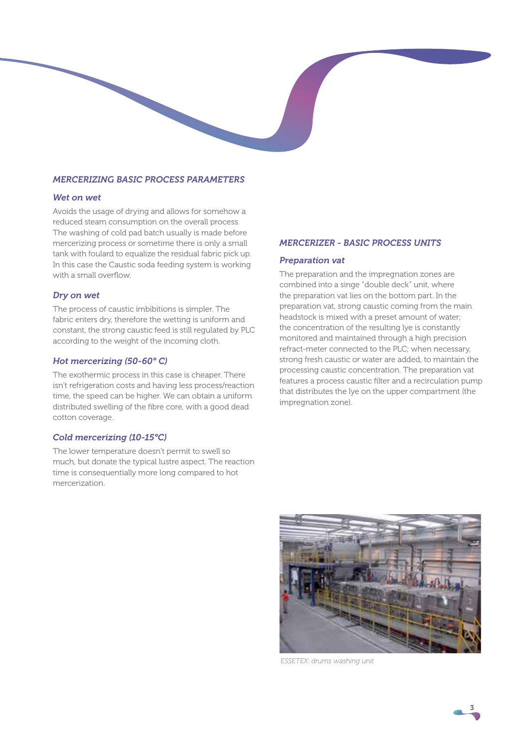## *MERCERIZING BASIC PROCESS PARAMETERS*

### *Wet on wet*

Avoids the usage of drying and allows for somehow a reduced steam consumption on the overall process. The washing of cold pad batch usually is made before mercerizing process or sometime there is only a small tank with foulard to equalize the residual fabric pick up. In this case the Caustic soda feeding system is working with a small overflow.

### *Dry on wet*

The process of caustic imbibitions is simpler. The fabric enters dry, therefore the wetting is uniform and constant, the strong caustic feed is still regulated by PLC according to the weight of the incoming cloth.

### *Hot mercerizing (50-60° C)*

The exothermic process in this case is cheaper. There isn't refrigeration costs and having less process/reaction time, the speed can be higher. We can obtain a uniform distributed swelling of the fibre core, with a good dead cotton coverage.

### *Cold mercerizing (10-15°C)*

The lower temperature doesn't permit to swell so much, but donate the typical lustre aspect. The reaction time is consequentially more long compared to hot mercerization.

## *MERCERIZER - BASIC PROCESS UNITS*

### *Preparation vat*

The preparation and the impregnation zones are combined into a singe "double deck" unit, where the preparation vat lies on the bottom part. In the preparation vat, strong caustic coming from the main headstock is mixed with a preset amount of water; the concentration of the resulting lye is constantly monitored and maintained through a high precision refract-meter connected to the PLC; when necessary, strong fresh caustic or water are added, to maintain the processing caustic concentration. The preparation vat features a process caustic filter and a recirculation pump that distributes the lye on the upper compartment (the impregnation zone).

*ESSETEX: drums washing unit*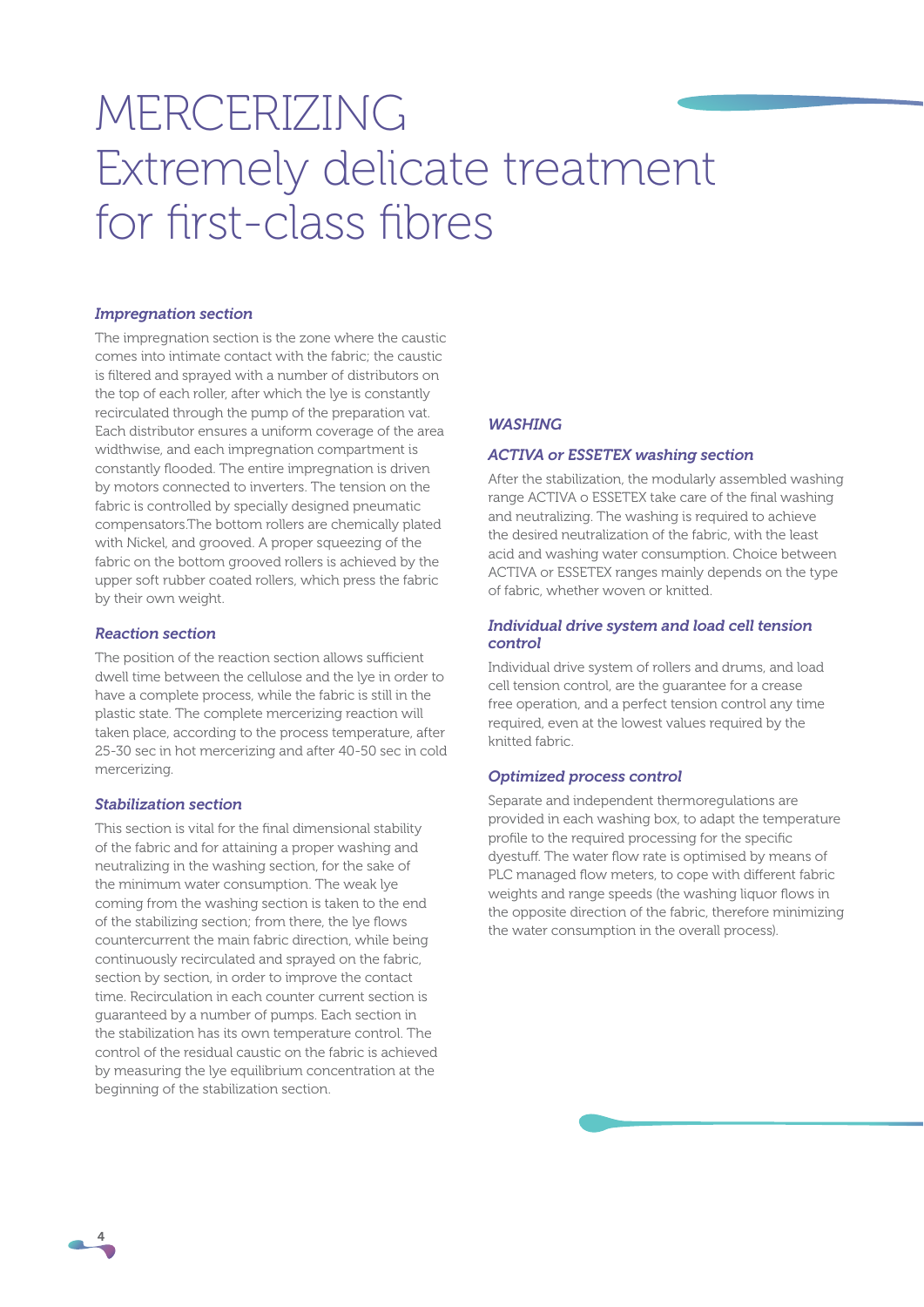# MERCERIZING
# Extremely delicate treatment for first-class fibres

### *Impregnation section*

The impregnation section is the zone where the caustic comes into intimate contact with the fabric; the caustic is filtered and sprayed with a number of distributors on the top of each roller, after which the lye is constantly recirculated through the pump of the preparation vat. Each distributor ensures a uniform coverage of the area widthwise, and each impregnation compartment is constantly flooded. The entire impregnation is driven by motors connected to inverters. The tension on the fabric is controlled by specially designed pneumatic compensators.The bottom rollers are chemically plated with Nickel, and grooved. A proper squeezing of the fabric on the bottom grooved rollers is achieved by the upper soft rubber coated rollers, which press the fabric by their own weight.

### *Reaction section*

The position of the reaction section allows sufficient dwell time between the cellulose and the lye in order to have a complete process, while the fabric is still in the plastic state. The complete mercerizing reaction will taken place, according to the process temperature, after 25-30 sec in hot mercerizing and after 40-50 sec in cold mercerizing.

### *Stabilization section*

This section is vital for the final dimensional stability of the fabric and for attaining a proper washing and neutralizing in the washing section, for the sake of the minimum water consumption. The weak lye coming from the washing section is taken to the end of the stabilizing section; from there, the lye flows countercurrent the main fabric direction, while being continuously recirculated and sprayed on the fabric, section by section, in order to improve the contact time. Recirculation in each counter current section is guaranteed by a number of pumps. Each section in the stabilization has its own temperature control. The control of the residual caustic on the fabric is achieved by measuring the lye equilibrium concentration at the beginning of the stabilization section.

## *WASHING*

### *ACTIVA or ESSETEX washing section*

After the stabilization, the modularly assembled washing range ACTIVA o ESSETEX take care of the final washing and neutralizing. The washing is required to achieve the desired neutralization of the fabric, with the least acid and washing water consumption. Choice between ACTIVA or ESSETEX ranges mainly depends on the type of fabric, whether woven or knitted.

### *Individual drive system and load cell tension control*

Individual drive system of rollers and drums, and load cell tension control, are the guarantee for a crease free operation, and a perfect tension control any time required, even at the lowest values required by the knitted fabric.

### *Optimized process control*

Separate and independent thermoregulations are provided in each washing box, to adapt the temperature profile to the required processing for the specific dyestuff. The water flow rate is optimised by means of PLC managed flow meters, to cope with different fabric weights and range speeds (the washing liquor flows in the opposite direction of the fabric, therefore minimizing the water consumption in the overall process).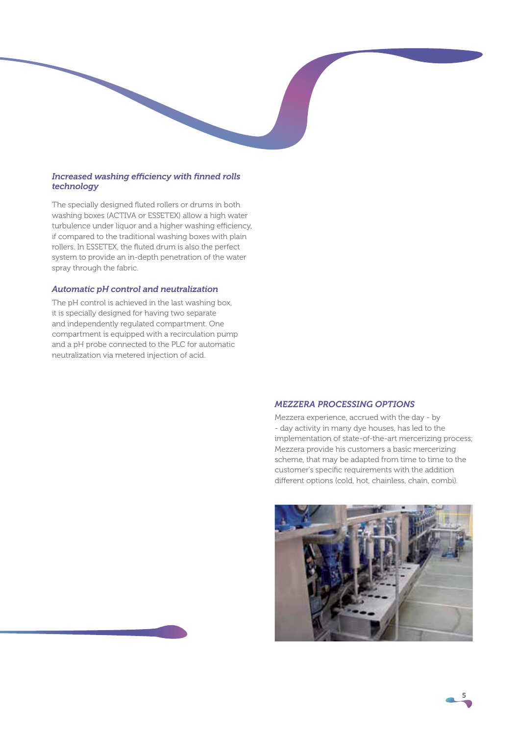### *Increased washing efficiency with finned rolls technology*

The specially designed fluted rollers or drums in both washing boxes (ACTIVA or ESSETEX) allow a high water turbulence under liquor and a higher washing efficiency, if compared to the traditional washing boxes with plain rollers. In ESSETEX, the fluted drum is also the perfect system to provide an in-depth penetration of the water spray through the fabric.

### *Automatic pH control and neutralization*

The pH control is achieved in the last washing box, it is specially designed for having two separate and independently regulated compartment. One compartment is equipped with a recirculation pump and a pH probe connected to the PLC for automatic neutralization via metered injection of acid.

### *MEZZERA PROCESSING OPTIONS*

Mezzera experience, accrued with the day - by - day activity in many dye houses, has led to the implementation of state-of-the-art mercerizing process; Mezzera provide his customers a basic mercerizing scheme, that may be adapted from time to time to the customer's specific requirements with the addition different options (cold, hot, chainless, chain, combi).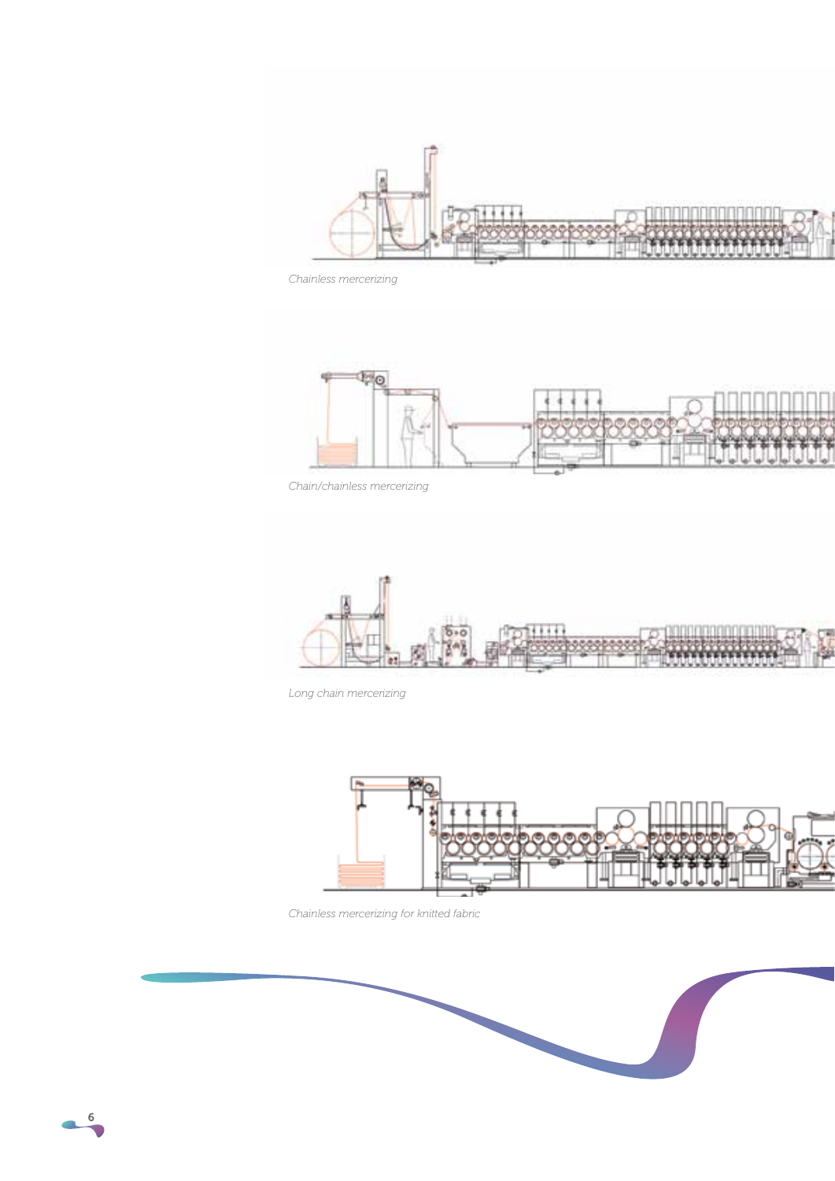*Chainless mercerizing*

*Chain/chainless mercerizing*

*Long chain mercerizing*

*Chainless mercerizing for knitted fabric*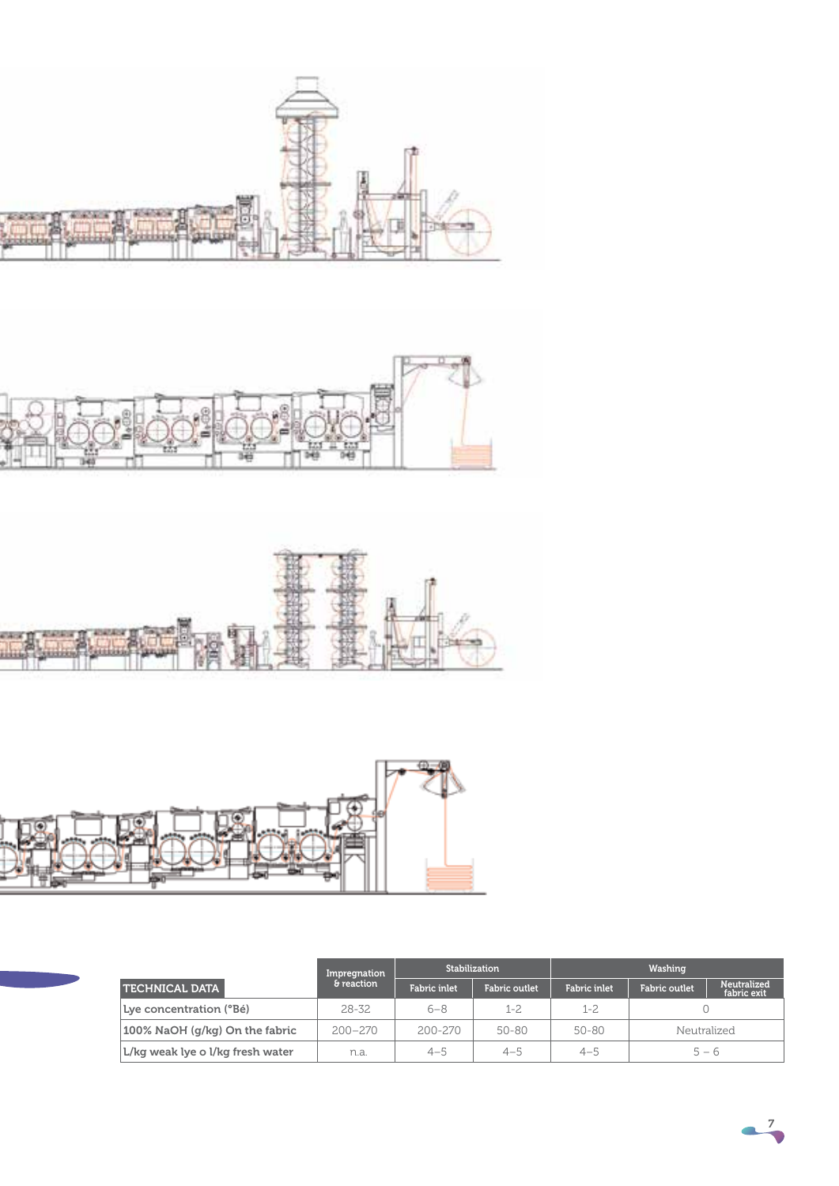| TECHNICAL DATA | Impregnation & reaction | Stabilization | | Washing | | |
|---|---|---|---|---|---|---|
| | | Fabric inlet | Fabric outlet | Fabric inlet | Fabric outlet | Neutralized fabric exit |
| Lye concentration (°Bé) | 28-32 | 6–8 | 1-2 | 1-2 | 0 | |
| 100% NaOH (g/kg) On the fabric | 200–270 | 200-270 | 50-80 | 50-80 | Neutralized | |
| L/kg weak lye o l/kg fresh water | n.a. | 4–5 | 4–5 | 4–5 | 5 – 6 | |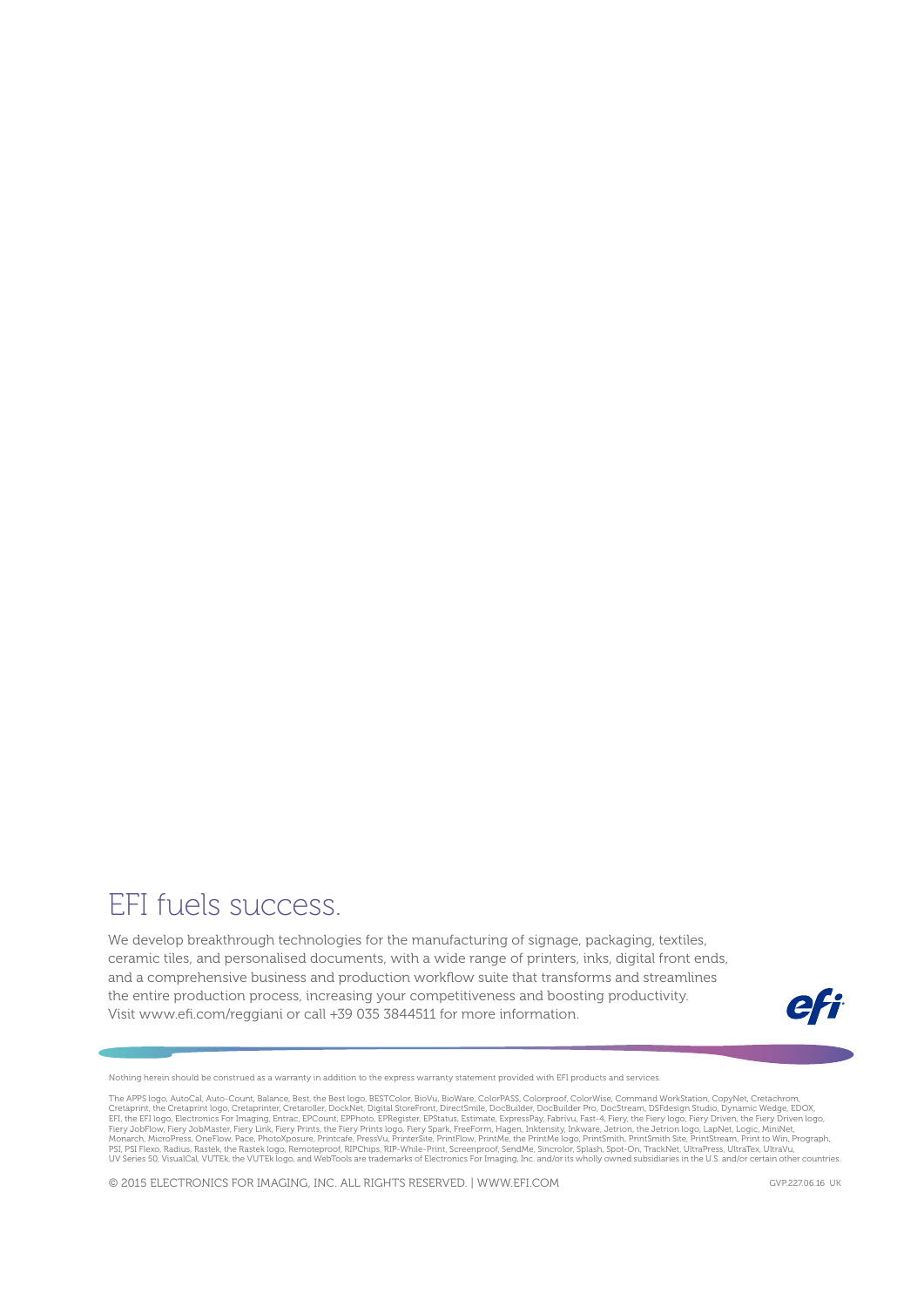# EFI fuels success.

We develop breakthrough technologies for the manufacturing of signage, packaging, textiles, ceramic tiles, and personalised documents, with a wide range of printers, inks, digital front ends, and a comprehensive business and production workflow suite that transforms and streamlines the entire production process, increasing your competitiveness and boosting productivity. Visit www.efi.com/reggiani or call +39 035 3844511 for more information.

Nothing herein should be construed as a warranty in addition to the express warranty statement provided with EFI products and services.

The APPS logo, AutoCal, Auto-Count, Balance, Best, the Best logo, BESTColor, BioVu, BioWare, ColorPASS, Colorproof, ColorWise, Command WorkStation, CopyNet, Cretachrom, Cretaprint, the Cretaprint logo, Cretaprinter, Cretaroller, DockNet, Digital StoreFront, DirectSmile, DocBuilder, DocBuilder Pro, DocStream, DSFdesign Studio, Dynamic Wedge, EDOX, EFI, the EFI logo, Electronics For Imaging, Entrac, EPCount, EPPhoto, EPRegister, EPStatus, Estimate, ExpressPay, Fabrivu, Fast-4, Fiery, the Fiery logo, Fiery Driven, the Fiery Driven logo, Fiery JobFlow, Fiery JobMaster, Fiery Link, Fiery Prints, the Fiery Prints logo, Fiery Spark, FreeForm, Hagen, Inktensity, Inkware, Jetrion, the Jetrion logo, LapNet, Logic, MiniNet, Monarch, MicroPress, OneFlow, Pace, PhotoXposure, Printcafe, PressVu, PrinterSite, PrintFlow, PrintMe, the PrintMe logo, PrintSmith, PrintSmith Site, PrintStream, Print to Win, Prograph, PSI, PSI Flexo, Radius, Rastek, the Rastek logo, Remoteproof, RIPChips, RIP-While-Print, Screenproof, SendMe, Sincrolor, Splash, Spot-On, TrackNet, UltraPress, UltraTex, UltraVu, UV Series 50, VisualCal, VUTEk, the VUTEk logo, and WebTools are trademarks of Electronics For Imaging, Inc. and/or its wholly owned subsidiaries in the U.S. and/or certain other countries.

© 2015 ELECTRONICS FOR IMAGING, INC. ALL RIGHTS RESERVED. | WWW.EFI.COM

GVP.227.06.16 UK